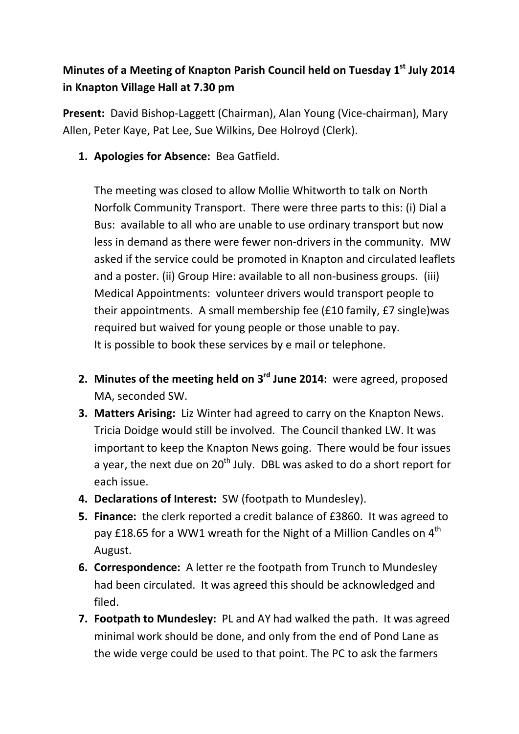**Minutes of a Meeting of Knapton Parish Council held on Tuesday 1st July 2014 in Knapton Village Hall at 7.30 pm**

**Present:** David Bishop-Laggett (Chairman), Alan Young (Vice-chairman), Mary Allen, Peter Kaye, Pat Lee, Sue Wilkins, Dee Holroyd (Clerk).

1. **Apologies for Absence:** Bea Gatfield.

   The meeting was closed to allow Mollie Whitworth to talk on North Norfolk Community Transport. There were three parts to this: (i) Dial a Bus: available to all who are unable to use ordinary transport but now less in demand as there were fewer non-drivers in the community. MW asked if the service could be promoted in Knapton and circulated leaflets and a poster. (ii) Group Hire: available to all non-business groups. (iii) Medical Appointments: volunteer drivers would transport people to their appointments. A small membership fee (£10 family, £7 single)was required but waived for young people or those unable to pay.
   It is possible to book these services by e mail or telephone.

2. **Minutes of the meeting held on 3rd June 2014:** were agreed, proposed MA, seconded SW.
3. **Matters Arising:** Liz Winter had agreed to carry on the Knapton News. Tricia Doidge would still be involved. The Council thanked LW. It was important to keep the Knapton News going. There would be four issues a year, the next due on 20th July. DBL was asked to do a short report for each issue.
4. **Declarations of Interest:** SW (footpath to Mundesley).
5. **Finance:** the clerk reported a credit balance of £3860. It was agreed to pay £18.65 for a WW1 wreath for the Night of a Million Candles on 4th August.
6. **Correspondence:** A letter re the footpath from Trunch to Mundesley had been circulated. It was agreed this should be acknowledged and filed.
7. **Footpath to Mundesley:** PL and AY had walked the path. It was agreed minimal work should be done, and only from the end of Pond Lane as the wide verge could be used to that point. The PC to ask the farmers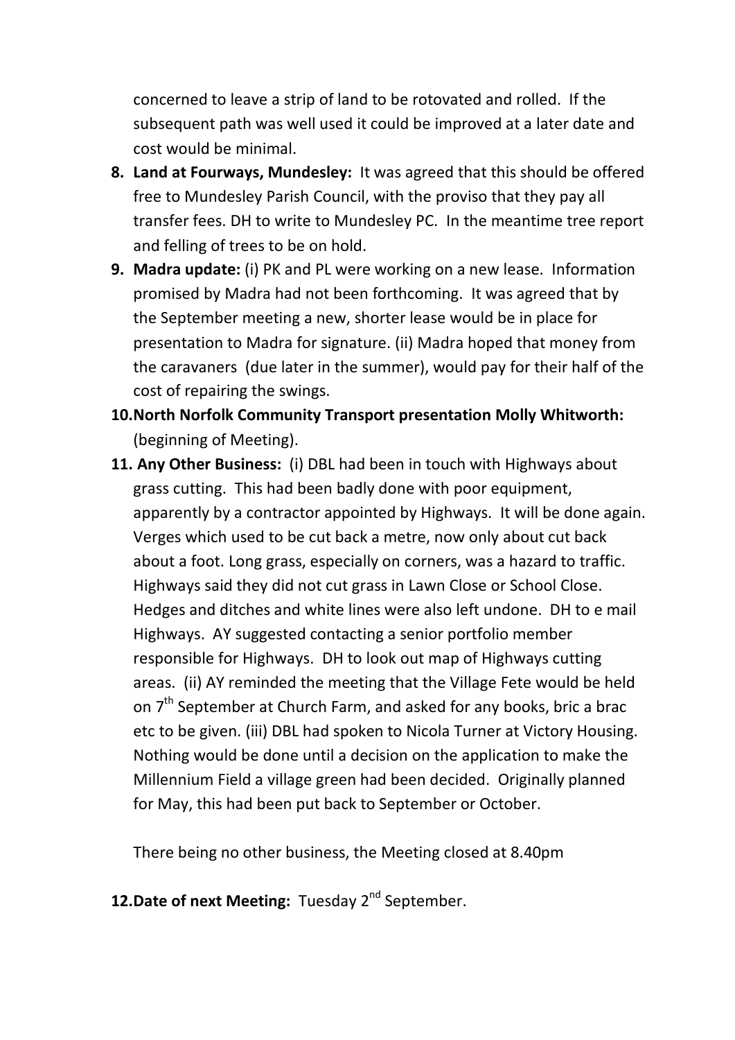concerned to leave a strip of land to be rotovated and rolled. If the subsequent path was well used it could be improved at a later date and cost would be minimal.

8. **Land at Fourways, Mundesley:** It was agreed that this should be offered free to Mundesley Parish Council, with the proviso that they pay all transfer fees. DH to write to Mundesley PC. In the meantime tree report and felling of trees to be on hold.
9. **Madra update:** (i) PK and PL were working on a new lease. Information promised by Madra had not been forthcoming. It was agreed that by the September meeting a new, shorter lease would be in place for presentation to Madra for signature. (ii) Madra hoped that money from the caravaners (due later in the summer), would pay for their half of the cost of repairing the swings.
10. **North Norfolk Community Transport presentation Molly Whitworth:** (beginning of Meeting).
11. **Any Other Business:** (i) DBL had been in touch with Highways about grass cutting. This had been badly done with poor equipment, apparently by a contractor appointed by Highways. It will be done again. Verges which used to be cut back a metre, now only about cut back about a foot. Long grass, especially on corners, was a hazard to traffic. Highways said they did not cut grass in Lawn Close or School Close. Hedges and ditches and white lines were also left undone. DH to e mail Highways. AY suggested contacting a senior portfolio member responsible for Highways. DH to look out map of Highways cutting areas. (ii) AY reminded the meeting that the Village Fete would be held on 7th September at Church Farm, and asked for any books, bric a brac etc to be given. (iii) DBL had spoken to Nicola Turner at Victory Housing. Nothing would be done until a decision on the application to make the Millennium Field a village green had been decided. Originally planned for May, this had been put back to September or October.

    There being no other business, the Meeting closed at 8.40pm

12. **Date of next Meeting:** Tuesday 2nd September.